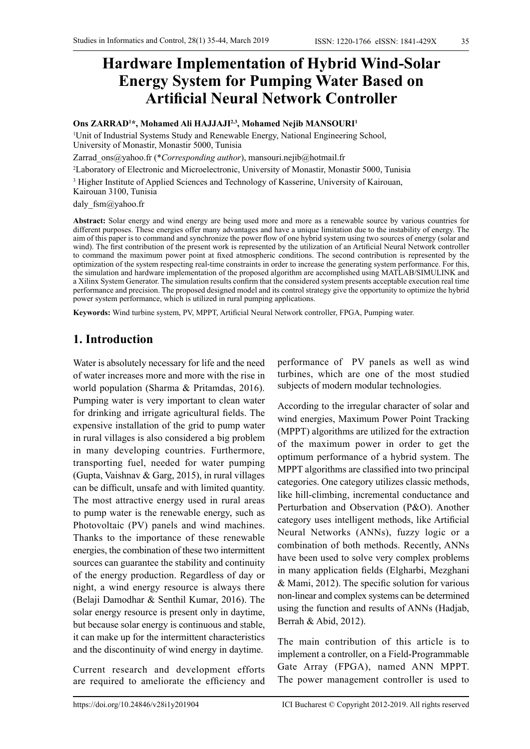# Hardware Implementation of Hybrid Wind-Solar Energy System for Pumping Water Based on Artificial Neural Network Controller

**Ons ZARRAD[1]*, Mohamed Ali HAJJAJI[2,3], Mohamed Nejib MANSOURI[1]**

[1]Unit of Industrial Systems Study and Renewable Energy, National Engineering School, University of Monastir, Monastir 5000, Tunisia

Zarrad_ons@yahoo.fr (**Corresponding author*), mansouri.nejib@hotmail.fr

[2]Laboratory of Electronic and Microelectronic, University of Monastir, Monastir 5000, Tunisia

[3] Higher Institute of Applied Sciences and Technology of Kasserine, University of Kairouan, Kairouan 3100, Tunisia

daly_fsm@yahoo.fr

**Abstract:** Solar energy and wind energy are being used more and more as a renewable source by various countries for different purposes. These energies offer many advantages and have a unique limitation due to the instability of energy. The aim of this paper is to command and synchronize the power flow of one hybrid system using two sources of energy (solar and wind). The first contribution of the present work is represented by the utilization of an Artificial Neural Network controller to command the maximum power point at fixed atmospheric conditions. The second contribution is represented by the optimization of the system respecting real-time constraints in order to increase the generating system performance. For this, the simulation and hardware implementation of the proposed algorithm are accomplished using MATLAB/SIMULINK and a Xilinx System Generator. The simulation results confirm that the considered system presents acceptable execution real time performance and precision. The proposed designed model and its control strategy give the opportunity to optimize the hybrid power system performance, which is utilized in rural pumping applications.

**Keywords:** Wind turbine system, PV, MPPT, Artificial Neural Network controller, FPGA, Pumping water.

## 1. Introduction

Water is absolutely necessary for life and the need of water increases more and more with the rise in world population (Sharma & Pritamdas, 2016). Pumping water is very important to clean water for drinking and irrigate agricultural fields. The expensive installation of the grid to pump water in rural villages is also considered a big problem in many developing countries. Furthermore, transporting fuel, needed for water pumping (Gupta, Vaishnav & Garg, 2015), in rural villages can be difficult, unsafe and with limited quantity. The most attractive energy used in rural areas to pump water is the renewable energy, such as Photovoltaic (PV) panels and wind machines. Thanks to the importance of these renewable energies, the combination of these two intermittent sources can guarantee the stability and continuity of the energy production. Regardless of day or night, a wind energy resource is always there (Belaji Damodhar & Senthil Kumar, 2016). The solar energy resource is present only in daytime, but because solar energy is continuous and stable, it can make up for the intermittent characteristics and the discontinuity of wind energy in daytime.

Current research and development efforts are required to ameliorate the efficiency and performance of PV panels as well as wind turbines, which are one of the most studied subjects of modern modular technologies.

According to the irregular character of solar and wind energies, Maximum Power Point Tracking (MPPT) algorithms are utilized for the extraction of the maximum power in order to get the optimum performance of a hybrid system. The MPPT algorithms are classified into two principal categories. One category utilizes classic methods, like hill-climbing, incremental conductance and Perturbation and Observation (P&O). Another category uses intelligent methods, like Artificial Neural Networks (ANNs), fuzzy logic or a combination of both methods. Recently, ANNs have been used to solve very complex problems in many application fields (Elgharbi, Mezghani & Mami, 2012). The specific solution for various non-linear and complex systems can be determined using the function and results of ANNs (Hadjab, Berrah & Abid, 2012).

The main contribution of this article is to implement a controller, on a Field-Programmable Gate Array (FPGA), named ANN MPPT. The power management controller is used to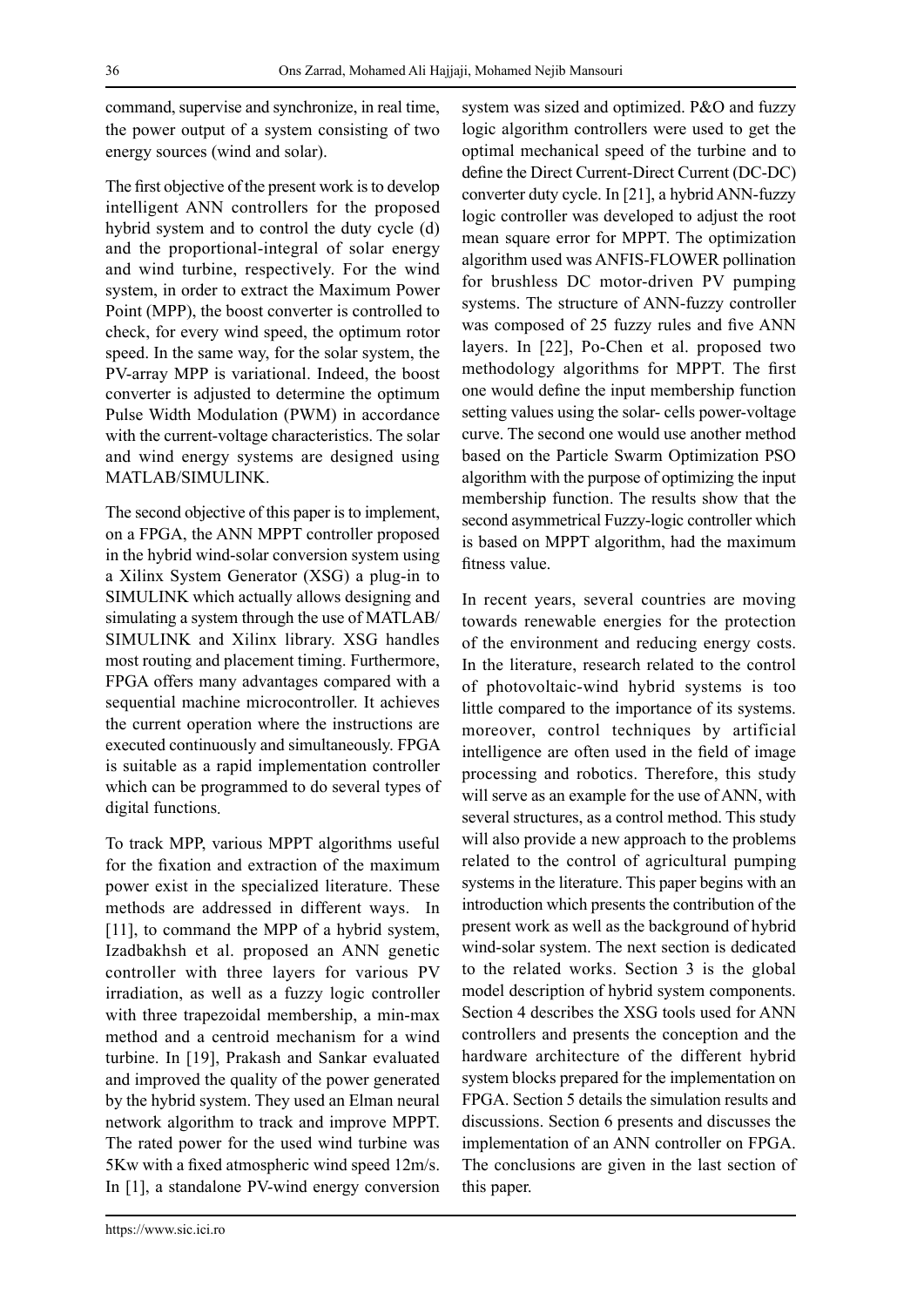command, supervise and synchronize, in real time, the power output of a system consisting of two energy sources (wind and solar).

The first objective of the present work is to develop intelligent ANN controllers for the proposed hybrid system and to control the duty cycle (d) and the proportional-integral of solar energy and wind turbine, respectively. For the wind system, in order to extract the Maximum Power Point (MPP), the boost converter is controlled to check, for every wind speed, the optimum rotor speed. In the same way, for the solar system, the PV-array MPP is variational. Indeed, the boost converter is adjusted to determine the optimum Pulse Width Modulation (PWM) in accordance with the current-voltage characteristics. The solar and wind energy systems are designed using MATLAB/SIMULINK.

The second objective of this paper is to implement, on a FPGA, the ANN MPPT controller proposed in the hybrid wind-solar conversion system using a Xilinx System Generator (XSG) a plug-in to SIMULINK which actually allows designing and simulating a system through the use of MATLAB/SIMULINK and Xilinx library. XSG handles most routing and placement timing. Furthermore, FPGA offers many advantages compared with a sequential machine microcontroller. It achieves the current operation where the instructions are executed continuously and simultaneously. FPGA is suitable as a rapid implementation controller which can be programmed to do several types of digital functions.

To track MPP, various MPPT algorithms useful for the fixation and extraction of the maximum power exist in the specialized literature. These methods are addressed in different ways. In [11], to command the MPP of a hybrid system, Izadbakhsh et al. proposed an ANN genetic controller with three layers for various PV irradiation, as well as a fuzzy logic controller with three trapezoidal membership, a min-max method and a centroid mechanism for a wind turbine. In [19], Prakash and Sankar evaluated and improved the quality of the power generated by the hybrid system. They used an Elman neural network algorithm to track and improve MPPT. The rated power for the used wind turbine was 5Kw with a fixed atmospheric wind speed 12m/s. In [1], a standalone PV-wind energy conversion system was sized and optimized. P&O and fuzzy logic algorithm controllers were used to get the optimal mechanical speed of the turbine and to define the Direct Current-Direct Current (DC-DC) converter duty cycle. In [21], a hybrid ANN-fuzzy logic controller was developed to adjust the root mean square error for MPPT. The optimization algorithm used was ANFIS-FLOWER pollination for brushless DC motor-driven PV pumping systems. The structure of ANN-fuzzy controller was composed of 25 fuzzy rules and five ANN layers. In [22], Po-Chen et al. proposed two methodology algorithms for MPPT. The first one would define the input membership function setting values using the solar- cells power-voltage curve. The second one would use another method based on the Particle Swarm Optimization PSO algorithm with the purpose of optimizing the input membership function. The results show that the second asymmetrical Fuzzy-logic controller which is based on MPPT algorithm, had the maximum fitness value.

In recent years, several countries are moving towards renewable energies for the protection of the environment and reducing energy costs. In the literature, research related to the control of photovoltaic-wind hybrid systems is too little compared to the importance of its systems. moreover, control techniques by artificial intelligence are often used in the field of image processing and robotics. Therefore, this study will serve as an example for the use of ANN, with several structures, as a control method. This study will also provide a new approach to the problems related to the control of agricultural pumping systems in the literature. This paper begins with an introduction which presents the contribution of the present work as well as the background of hybrid wind-solar system. The next section is dedicated to the related works. Section 3 is the global model description of hybrid system components. Section 4 describes the XSG tools used for ANN controllers and presents the conception and the hardware architecture of the different hybrid system blocks prepared for the implementation on FPGA. Section 5 details the simulation results and discussions. Section 6 presents and discusses the implementation of an ANN controller on FPGA. The conclusions are given in the last section of this paper.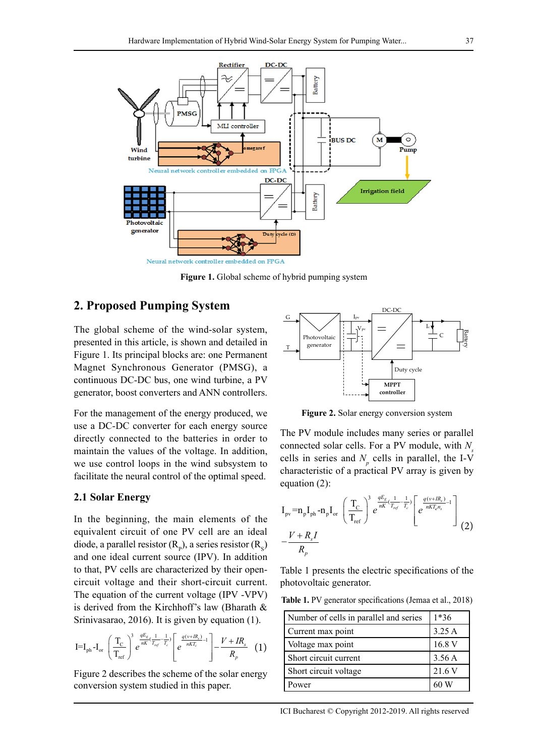**Figure 1.** Global scheme of hybrid pumping system

## 2. Proposed Pumping System

The global scheme of the wind-solar system, presented in this article, is shown and detailed in Figure 1. Its principal blocks are: one Permanent Magnet Synchronous Generator (PMSG), a continuous DC-DC bus, one wind turbine, a PV generator, boost converters and ANN controllers.

For the management of the energy produced, we use a DC-DC converter for each energy source directly connected to the batteries in order to maintain the values of the voltage. In addition, we use control loops in the wind subsystem to facilitate the neural control of the optimal speed.

### 2.1 Solar Energy

In the beginning, the main elements of the equivalent circuit of one PV cell are an ideal diode, a parallel resistor ($R_p$), a series resistor ($R_S$) and one ideal current source (IPV). In addition to that, PV cells are characterized by their open-circuit voltage and their short-circuit current. The equation of the current voltage (IPV -VPV) is derived from the Kirchhoff's law (Bharath & Srinivasarao, 2016). It is given by equation (1).

$$I = I_{ph} - I_{or}\left(\frac{T_C}{T_{ref}}\right)^3 e^{\frac{qE_g}{nK}\left(\frac{1}{T_{ref}}-\frac{1}{T_c}\right)}\left[e^{\frac{q(v+IR_s)}{nKT_c}}-1\right] - \frac{V+IR_s}{R_p} \quad (1)$$

Figure 2 describes the scheme of the solar energy conversion system studied in this paper.

**Figure 2.** Solar energy conversion system

The PV module includes many series or parallel connected solar cells. For a PV module, with $N_s$ cells in series and $N_p$ cells in parallel, the I-V characteristic of a practical PV array is given by equation (2):

$$I_{pv} = n_p I_{ph} - n_p I_{or}\left(\frac{T_C}{T_{ref}}\right)^3 e^{\frac{qE_g}{nK}\left(\frac{1}{T_{ref}}-\frac{1}{T_c}\right)}\left[e^{\frac{q(v+IR_s)}{nKT_c n_s}}-1\right] - \frac{V+R_s I}{R_p} \quad (2)$$

Table 1 presents the electric specifications of the photovoltaic generator.

**Table 1.** PV generator specifications (Jemaa et al., 2018)

| Number of cells in parallel and series | 1*36 |
|---|---|
| Current max point | 3.25 A |
| Voltage max point | 16.8 V |
| Short circuit current | 3.56 A |
| Short circuit voltage | 21.6 V |
| Power | 60 W |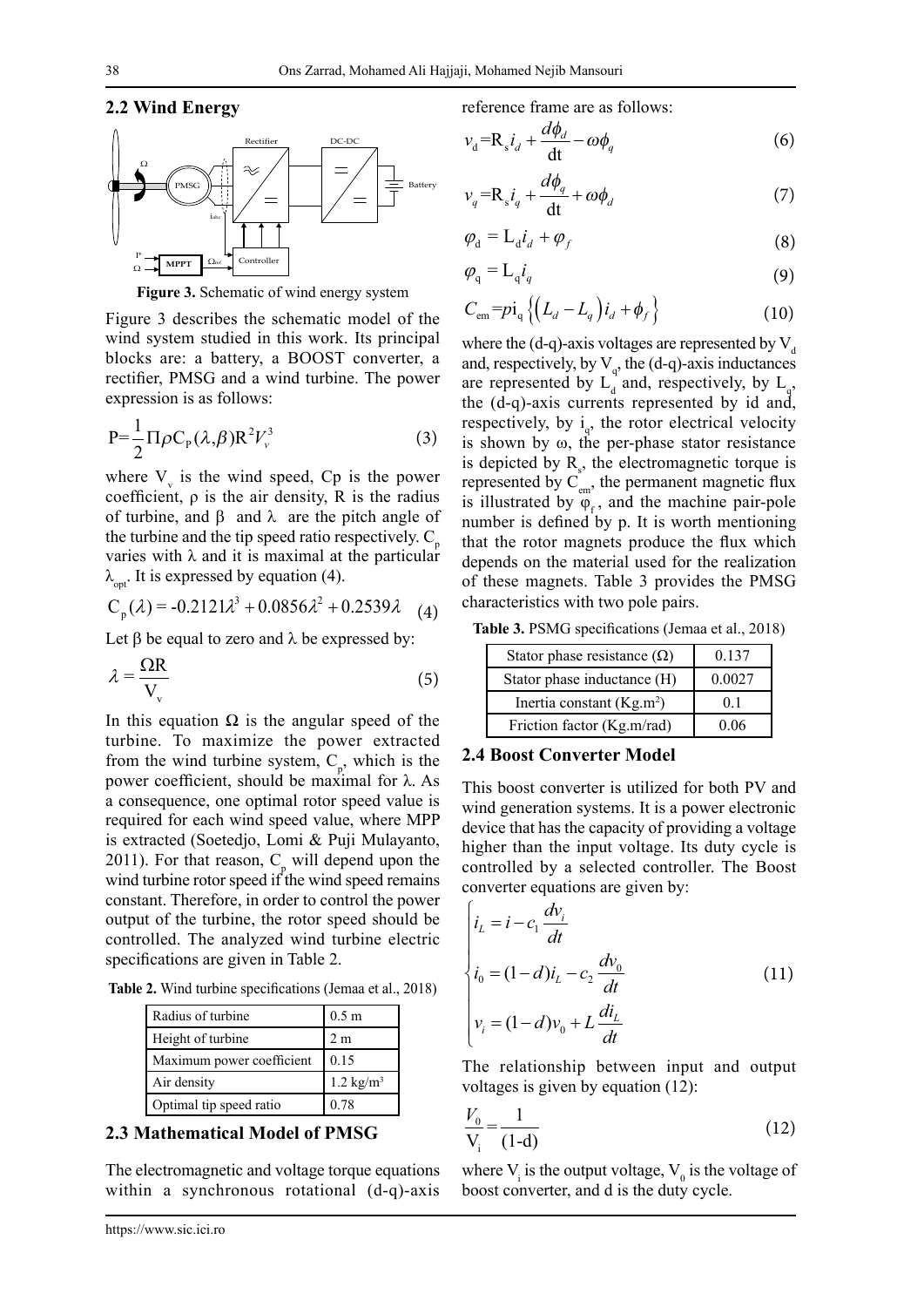## 2.2 Wind Energy

**Figure 3.** Schematic of wind energy system

Figure 3 describes the schematic model of the wind system studied in this work. Its principal blocks are: a battery, a BOOST converter, a rectifier, PMSG and a wind turbine. The power expression is as follows:

$$P=\frac{1}{2}\Pi\rho C_P(\lambda,\beta)R^2V_v^3 \tag{3}$$

where $V_v$ is the wind speed, Cp is the power coefficient, ρ is the air density, R is the radius of turbine, and β and λ are the pitch angle of the turbine and the tip speed ratio respectively. $C_p$ varies with λ and it is maximal at the particular $\lambda_{opt}$. It is expressed by equation (4).

$$C_p(\lambda) = -0.2121\lambda^3 + 0.0856\lambda^2 + 0.2539\lambda \tag{4}$$

Let β be equal to zero and λ be expressed by:

$$\lambda = \frac{\Omega R}{V_v} \tag{5}$$

In this equation Ω is the angular speed of the turbine. To maximize the power extracted from the wind turbine system, $C_p$, which is the power coefficient, should be maximal for λ. As a consequence, one optimal rotor speed value is required for each wind speed value, where MPP is extracted (Soetedjo, Lomi & Puji Mulayanto, 2011). For that reason, $C_p$ will depend upon the wind turbine rotor speed if the wind speed remains constant. Therefore, in order to control the power output of the turbine, the rotor speed should be controlled. The analyzed wind turbine electric specifications are given in Table 2.

**Table 2.** Wind turbine specifications (Jemaa et al., 2018)

| Radius of turbine | 0.5 m |
|---|---|
| Height of turbine | 2 m |
| Maximum power coefficient | 0.15 |
| Air density | 1.2 kg/m³ |
| Optimal tip speed ratio | 0.78 |

## 2.3 Mathematical Model of PMSG

The electromagnetic and voltage torque equations within a synchronous rotational (d-q)-axis reference frame are as follows:

$$v_d = R_s i_d + \frac{d\phi_d}{dt} - \omega\phi_q \tag{6}$$

$$v_q = R_s i_q + \frac{d\phi_q}{dt} + \omega\phi_d \tag{7}$$

$$\varphi_d = L_d i_d + \varphi_f \tag{8}$$

$$\varphi_q = L_q i_q \tag{9}$$

$$C_{em} = p i_q \left\{\left(L_d - L_q\right) i_d + \phi_f\right\} \tag{10}$$

where the (d-q)-axis voltages are represented by $V_d$ and, respectively, by $V_q$, the (d-q)-axis inductances are represented by $L_d$ and, respectively, by $L_q$, the (d-q)-axis currents represented by id and, respectively, by $i_q$, the rotor electrical velocity is shown by ω, the per-phase stator resistance is depicted by $R_s$, the electromagnetic torque is represented by $C_{em}$, the permanent magnetic flux is illustrated by $\varphi_f$, and the machine pair-pole number is defined by p. It is worth mentioning that the rotor magnets produce the flux which depends on the material used for the realization of these magnets. Table 3 provides the PMSG characteristics with two pole pairs.

**Table 3.** PSMG specifications (Jemaa et al., 2018)

| Stator phase resistance (Ω) | 0.137 |
|---|---|
| Stator phase inductance (H) | 0.0027 |
| Inertia constant (Kg.m²) | 0.1 |
| Friction factor (Kg.m/rad) | 0.06 |

## 2.4 Boost Converter Model

This boost converter is utilized for both PV and wind generation systems. It is a power electronic device that has the capacity of providing a voltage higher than the input voltage. Its duty cycle is controlled by a selected controller. The Boost converter equations are given by:

$$\begin{cases} i_L = i - c_1 \dfrac{dv_i}{dt} \\ i_0 = (1-d)i_L - c_2 \dfrac{dv_0}{dt} \\ v_i = (1-d)v_0 + L\dfrac{di_L}{dt} \end{cases} \tag{11}$$

The relationship between input and output voltages is given by equation (12):

$$\frac{V_0}{V_i} = \frac{1}{(1-d)} \tag{12}$$

where $V_i$ is the output voltage, $V_0$ is the voltage of boost converter, and d is the duty cycle.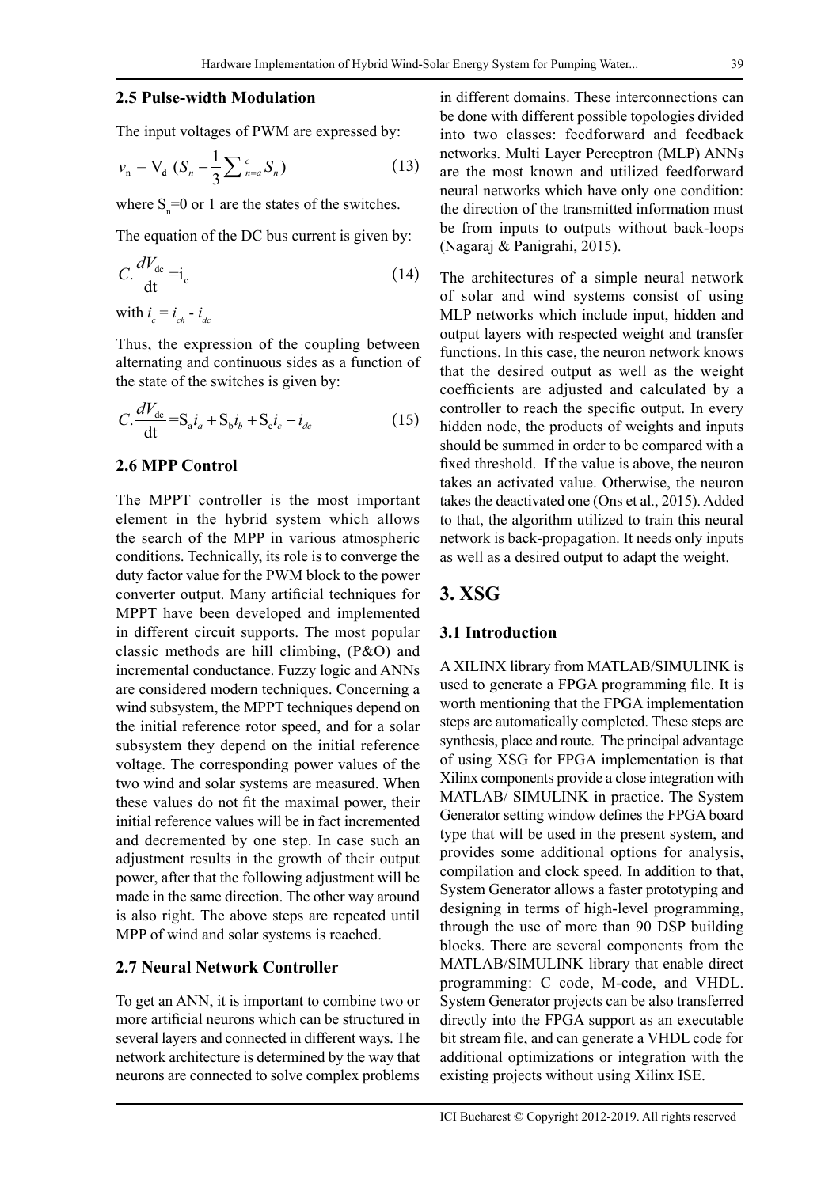### 2.5 Pulse-width Modulation

The input voltages of PWM are expressed by:

$$v_n = V_d \left(S_n - \frac{1}{3}\sum_{n=a}^{c} S_n\right) \quad (13)$$

where $S_n$=0 or 1 are the states of the switches.

The equation of the DC bus current is given by:

$$C.\frac{dV_{dc}}{dt} = i_c \quad (14)$$

with $i_c = i_{ch} - i_{dc}$

Thus, the expression of the coupling between alternating and continuous sides as a function of the state of the switches is given by:

$$C.\frac{dV_{dc}}{dt} = S_a i_a + S_b i_b + S_c i_c - i_{dc} \quad (15)$$

### 2.6 MPP Control

The MPPT controller is the most important element in the hybrid system which allows the search of the MPP in various atmospheric conditions. Technically, its role is to converge the duty factor value for the PWM block to the power converter output. Many artificial techniques for MPPT have been developed and implemented in different circuit supports. The most popular classic methods are hill climbing, (P&O) and incremental conductance. Fuzzy logic and ANNs are considered modern techniques. Concerning a wind subsystem, the MPPT techniques depend on the initial reference rotor speed, and for a solar subsystem they depend on the initial reference voltage. The corresponding power values of the two wind and solar systems are measured. When these values do not fit the maximal power, their initial reference values will be in fact incremented and decremented by one step. In case such an adjustment results in the growth of their output power, after that the following adjustment will be made in the same direction. The other way around is also right. The above steps are repeated until MPP of wind and solar systems is reached.

### 2.7 Neural Network Controller

To get an ANN, it is important to combine two or more artificial neurons which can be structured in several layers and connected in different ways. The network architecture is determined by the way that neurons are connected to solve complex problems in different domains. These interconnections can be done with different possible topologies divided into two classes: feedforward and feedback networks. Multi Layer Perceptron (MLP) ANNs are the most known and utilized feedforward neural networks which have only one condition: the direction of the transmitted information must be from inputs to outputs without back-loops (Nagaraj & Panigrahi, 2015).

The architectures of a simple neural network of solar and wind systems consist of using MLP networks which include input, hidden and output layers with respected weight and transfer functions. In this case, the neuron network knows that the desired output as well as the weight coefficients are adjusted and calculated by a controller to reach the specific output. In every hidden node, the products of weights and inputs should be summed in order to be compared with a fixed threshold. If the value is above, the neuron takes an activated value. Otherwise, the neuron takes the deactivated one (Ons et al., 2015). Added to that, the algorithm utilized to train this neural network is back-propagation. It needs only inputs as well as a desired output to adapt the weight.

## 3. XSG

### 3.1 Introduction

A XILINX library from MATLAB/SIMULINK is used to generate a FPGA programming file. It is worth mentioning that the FPGA implementation steps are automatically completed. These steps are synthesis, place and route. The principal advantage of using XSG for FPGA implementation is that Xilinx components provide a close integration with MATLAB/ SIMULINK in practice. The System Generator setting window defines the FPGA board type that will be used in the present system, and provides some additional options for analysis, compilation and clock speed. In addition to that, System Generator allows a faster prototyping and designing in terms of high-level programming, through the use of more than 90 DSP building blocks. There are several components from the MATLAB/SIMULINK library that enable direct programming: C code, M-code, and VHDL. System Generator projects can be also transferred directly into the FPGA support as an executable bit stream file, and can generate a VHDL code for additional optimizations or integration with the existing projects without using Xilinx ISE.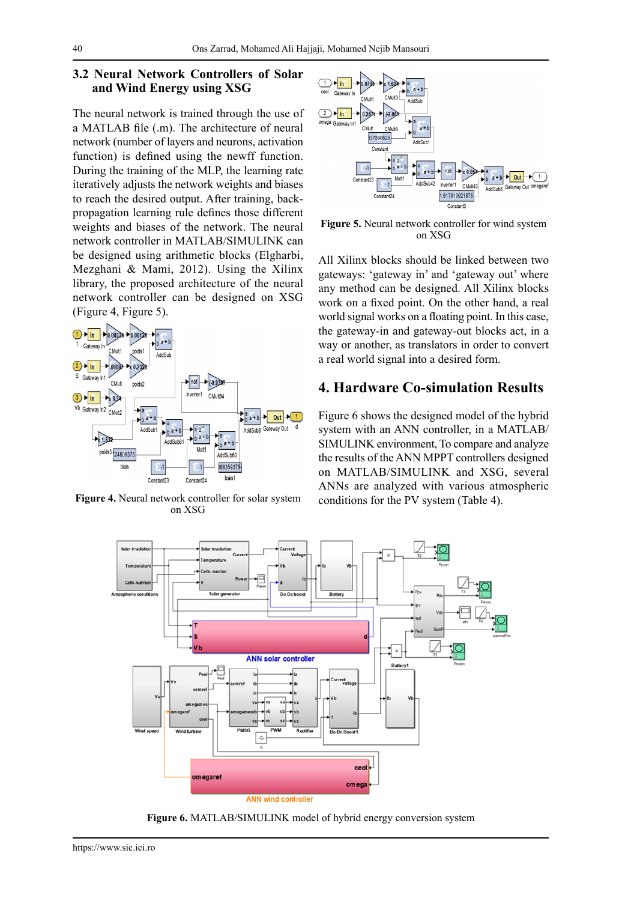## 3.2 Neural Network Controllers of Solar and Wind Energy using XSG

The neural network is trained through the use of a MATLAB file (.m). The architecture of neural network (number of layers and neurons, activation function) is defined using the newff function. During the training of the MLP, the learning rate iteratively adjusts the network weights and biases to reach the desired output. After training, back-propagation learning rule defines those different weights and biases of the network. The neural network controller in MATLAB/SIMULINK can be designed using arithmetic blocks (Elgharbi, Mezghani & Mami, 2012). Using the Xilinx library, the proposed architecture of the neural network controller can be designed on XSG (Figure 4, Figure 5).

**Figure 4.** Neural network controller for solar system on XSG

**Figure 5.** Neural network controller for wind system on XSG

All Xilinx blocks should be linked between two gateways: 'gateway in' and 'gateway out' where any method can be designed. All Xilinx blocks work on a fixed point. On the other hand, a real world signal works on a floating point. In this case, the gateway-in and gateway-out blocks act, in a way or another, as translators in order to convert a real world signal into a desired form.

# 4. Hardware Co-simulation Results

Figure 6 shows the designed model of the hybrid system with an ANN controller, in a MATLAB/SIMULINK environment, To compare and analyze the results of the ANN MPPT controllers designed on MATLAB/SIMULINK and XSG, several ANNs are analyzed with various atmospheric conditions for the PV system (Table 4).

**Figure 6.** MATLAB/SIMULINK model of hybrid energy conversion system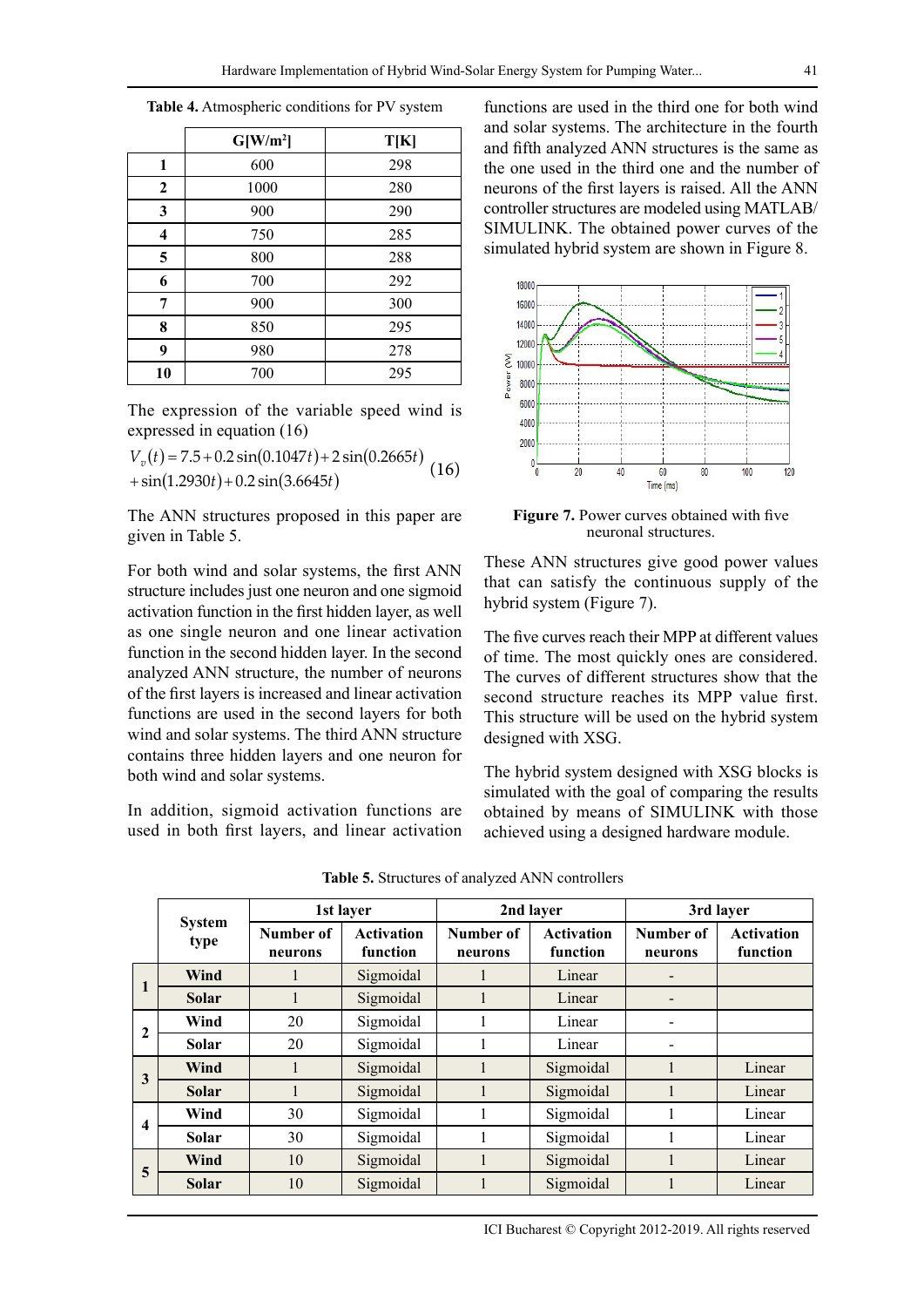**Table 4.** Atmospheric conditions for PV system

| | G[W/m²] | T[K] |
|---|---|---|
| **1** | 600 | 298 |
| **2** | 1000 | 280 |
| **3** | 900 | 290 |
| **4** | 750 | 285 |
| **5** | 800 | 288 |
| **6** | 700 | 292 |
| **7** | 900 | 300 |
| **8** | 850 | 295 |
| **9** | 980 | 278 |
| **10** | 700 | 295 |

The expression of the variable speed wind is expressed in equation (16)

$$V_v(t) = 7.5 + 0.2\sin(0.1047t) + 2\sin(0.2665t) + \sin(1.2930t) + 0.2\sin(3.6645t) \quad (16)$$

The ANN structures proposed in this paper are given in Table 5.

For both wind and solar systems, the first ANN structure includes just one neuron and one sigmoid activation function in the first hidden layer, as well as one single neuron and one linear activation function in the second hidden layer. In the second analyzed ANN structure, the number of neurons of the first layers is increased and linear activation functions are used in the second layers for both wind and solar systems. The third ANN structure contains three hidden layers and one neuron for both wind and solar systems.

In addition, sigmoid activation functions are used in both first layers, and linear activation functions are used in the third one for both wind and solar systems. The architecture in the fourth and fifth analyzed ANN structures is the same as the one used in the third one and the number of neurons of the first layers is raised. All the ANN controller structures are modeled using MATLAB/SIMULINK. The obtained power curves of the simulated hybrid system are shown in Figure 8.

**Figure 7.** Power curves obtained with five neuronal structures.

These ANN structures give good power values that can satisfy the continuous supply of the hybrid system (Figure 7).

The five curves reach their MPP at different values of time. The most quickly ones are considered. The curves of different structures show that the second structure reaches its MPP value first. This structure will be used on the hybrid system designed with XSG.

The hybrid system designed with XSG blocks is simulated with the goal of comparing the results obtained by means of SIMULINK with those achieved using a designed hardware module.

**Table 5.** Structures of analyzed ANN controllers

| | System type | 1st layer | | 2nd layer | | 3rd layer | |
|---|---|---|---|---|---|---|---|
| | | Number of neurons | Activation function | Number of neurons | Activation function | Number of neurons | Activation function |
| **1** | **Wind** | 1 | Sigmoidal | 1 | Linear | - | |
| | **Solar** | 1 | Sigmoidal | 1 | Linear | - | |
| **2** | **Wind** | 20 | Sigmoidal | 1 | Linear | - | |
| | **Solar** | 20 | Sigmoidal | 1 | Linear | - | |
| **3** | **Wind** | 1 | Sigmoidal | 1 | Sigmoidal | 1 | Linear |
| | **Solar** | 1 | Sigmoidal | 1 | Sigmoidal | 1 | Linear |
| **4** | **Wind** | 30 | Sigmoidal | 1 | Sigmoidal | 1 | Linear |
| | **Solar** | 30 | Sigmoidal | 1 | Sigmoidal | 1 | Linear |
| **5** | **Wind** | 10 | Sigmoidal | 1 | Sigmoidal | 1 | Linear |
| | **Solar** | 10 | Sigmoidal | 1 | Sigmoidal | 1 | Linear |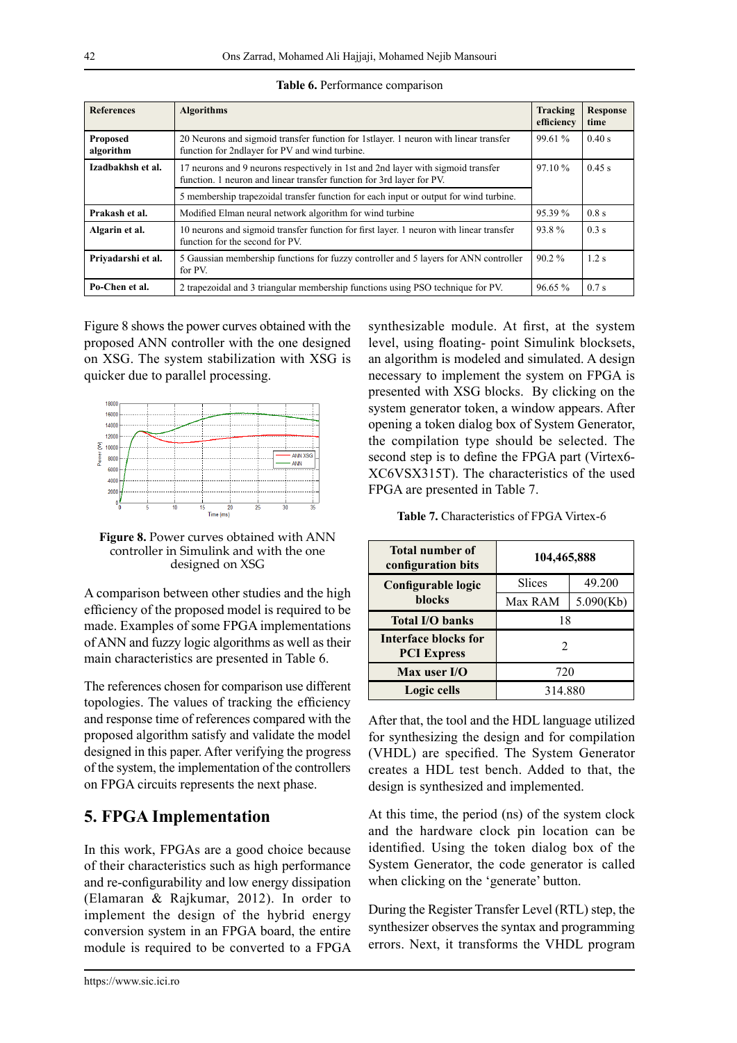**Table 6.** Performance comparison

| References | Algorithms | Tracking efficiency | Response time |
|---|---|---|---|
| **Proposed algorithm** | 20 Neurons and sigmoid transfer function for 1stlayer. 1 neuron with linear transfer function for 2ndlayer for PV and wind turbine. | 99.61 % | 0.40 s |
| **Izadbakhsh et al.** | 17 neurons and 9 neurons respectively in 1st and 2nd layer with sigmoid transfer function. 1 neuron and linear transfer function for 3rd layer for PV. | 97.10 % | 0.45 s |
| | 5 membership trapezoidal transfer function for each input or output for wind turbine. | | |
| **Prakash et al.** | Modified Elman neural network algorithm for wind turbine | 95.39 % | 0.8 s |
| **Algarin et al.** | 10 neurons and sigmoid transfer function for first layer. 1 neuron with linear transfer function for the second for PV. | 93.8 % | 0.3 s |
| **Priyadarshi et al.** | 5 Gaussian membership functions for fuzzy controller and 5 layers for ANN controller for PV. | 90.2 % | 1.2 s |
| **Po-Chen et al.** | 2 trapezoidal and 3 triangular membership functions using PSO technique for PV. | 96.65 % | 0.7 s |

Figure 8 shows the power curves obtained with the proposed ANN controller with the one designed on XSG. The system stabilization with XSG is quicker due to parallel processing.

**Figure 8.** Power curves obtained with ANN controller in Simulink and with the one designed on XSG

A comparison between other studies and the high efficiency of the proposed model is required to be made. Examples of some FPGA implementations of ANN and fuzzy logic algorithms as well as their main characteristics are presented in Table 6.

The references chosen for comparison use different topologies. The values of tracking the efficiency and response time of references compared with the proposed algorithm satisfy and validate the model designed in this paper. After verifying the progress of the system, the implementation of the controllers on FPGA circuits represents the next phase.

## 5. FPGA Implementation

In this work, FPGAs are a good choice because of their characteristics such as high performance and re-configurability and low energy dissipation (Elamaran & Rajkumar, 2012). In order to implement the design of the hybrid energy conversion system in an FPGA board, the entire module is required to be converted to a FPGA synthesizable module. At first, at the system level, using floating- point Simulink blocksets, an algorithm is modeled and simulated. A design necessary to implement the system on FPGA is presented with XSG blocks. By clicking on the system generator token, a window appears. After opening a token dialog box of System Generator, the compilation type should be selected. The second step is to define the FPGA part (Virtex6-XC6VSX315T). The characteristics of the used FPGA are presented in Table 7.

**Table 7.** Characteristics of FPGA Virtex-6

| **Total number of configuration bits** | 104,465,888 | |
|---|---|---|
| **Configurable logic blocks** | Slices | 49.200 |
| | Max RAM | 5.090(Kb) |
| **Total I/O banks** | 18 | |
| **Interface blocks for PCI Express** | 2 | |
| **Max user I/O** | 720 | |
| **Logic cells** | 314.880 | |

After that, the tool and the HDL language utilized for synthesizing the design and for compilation (VHDL) are specified. The System Generator creates a HDL test bench. Added to that, the design is synthesized and implemented.

At this time, the period (ns) of the system clock and the hardware clock pin location can be identified. Using the token dialog box of the System Generator, the code generator is called when clicking on the 'generate' button.

During the Register Transfer Level (RTL) step, the synthesizer observes the syntax and programming errors. Next, it transforms the VHDL program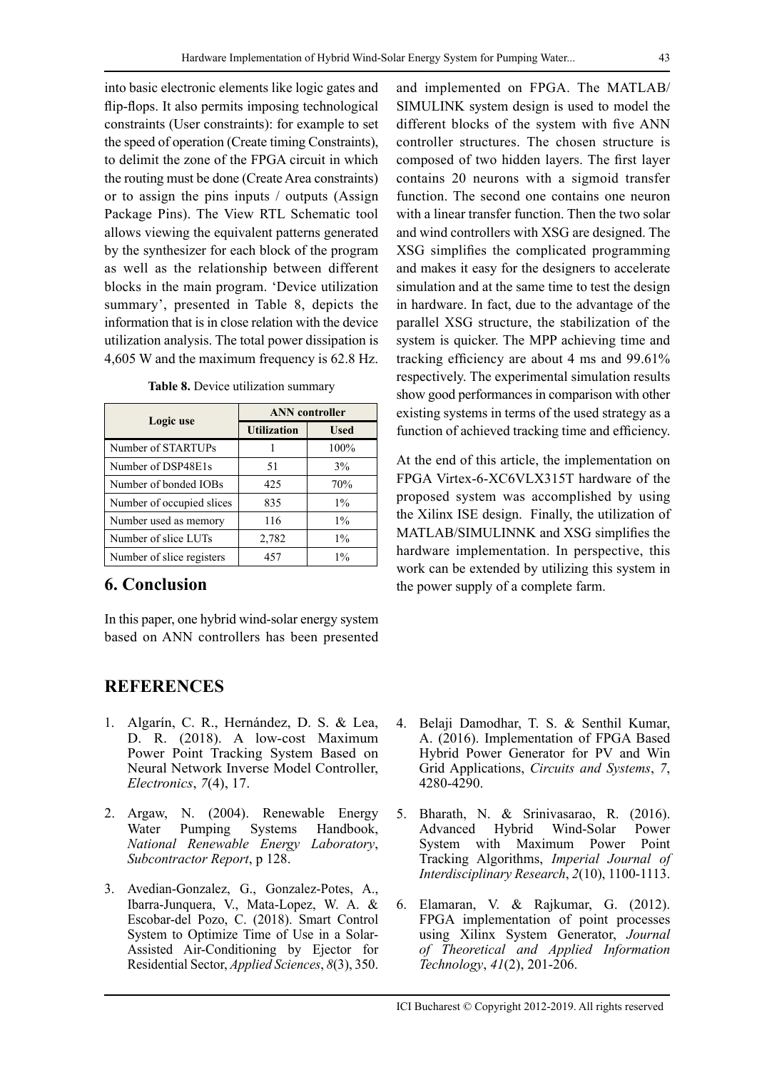into basic electronic elements like logic gates and flip-flops. It also permits imposing technological constraints (User constraints): for example to set the speed of operation (Create timing Constraints), to delimit the zone of the FPGA circuit in which the routing must be done (Create Area constraints) or to assign the pins inputs / outputs (Assign Package Pins). The View RTL Schematic tool allows viewing the equivalent patterns generated by the synthesizer for each block of the program as well as the relationship between different blocks in the main program. 'Device utilization summary', presented in Table 8, depicts the information that is in close relation with the device utilization analysis. The total power dissipation is 4,605 W and the maximum frequency is 62.8 Hz.

**Table 8.** Device utilization summary

| Logic use | ANN controller | |
|---|---|---|
| | Utilization | Used |
| Number of STARTUPs | 1 | 100% |
| Number of DSP48E1s | 51 | 3% |
| Number of bonded IOBs | 425 | 70% |
| Number of occupied slices | 835 | 1% |
| Number used as memory | 116 | 1% |
| Number of slice LUTs | 2,782 | 1% |
| Number of slice registers | 457 | 1% |

## 6. Conclusion

In this paper, one hybrid wind-solar energy system based on ANN controllers has been presented and implemented on FPGA. The MATLAB/ SIMULINK system design is used to model the different blocks of the system with five ANN controller structures. The chosen structure is composed of two hidden layers. The first layer contains 20 neurons with a sigmoid transfer function. The second one contains one neuron with a linear transfer function. Then the two solar and wind controllers with XSG are designed. The XSG simplifies the complicated programming and makes it easy for the designers to accelerate simulation and at the same time to test the design in hardware. In fact, due to the advantage of the parallel XSG structure, the stabilization of the system is quicker. The MPP achieving time and tracking efficiency are about 4 ms and 99.61% respectively. The experimental simulation results show good performances in comparison with other existing systems in terms of the used strategy as a function of achieved tracking time and efficiency.

At the end of this article, the implementation on FPGA Virtex-6-XC6VLX315T hardware of the proposed system was accomplished by using the Xilinx ISE design. Finally, the utilization of MATLAB/SIMULINNK and XSG simplifies the hardware implementation. In perspective, this work can be extended by utilizing this system in the power supply of a complete farm.

## REFERENCES

1. Algarín, C. R., Hernández, D. S. & Lea, D. R. (2018). A low-cost Maximum Power Point Tracking System Based on Neural Network Inverse Model Controller, *Electronics*, *7*(4), 17.

2. Argaw, N. (2004). Renewable Energy Water Pumping Systems Handbook, *National Renewable Energy Laboratory*, *Subcontractor Report*, p 128.

3. Avedian-Gonzalez, G., Gonzalez-Potes, A., Ibarra-Junquera, V., Mata-Lopez, W. A. & Escobar-del Pozo, C. (2018). Smart Control System to Optimize Time of Use in a Solar-Assisted Air-Conditioning by Ejector for Residential Sector, *Applied Sciences*, *8*(3), 350.

4. Belaji Damodhar, T. S. & Senthil Kumar, A. (2016). Implementation of FPGA Based Hybrid Power Generator for PV and Win Grid Applications, *Circuits and Systems*, *7*, 4280-4290.

5. Bharath, N. & Srinivasarao, R. (2016). Advanced Hybrid Wind-Solar Power System with Maximum Power Point Tracking Algorithms, *Imperial Journal of Interdisciplinary Research*, *2*(10), 1100-1113.

6. Elamaran, V. & Rajkumar, G. (2012). FPGA implementation of point processes using Xilinx System Generator, *Journal of Theoretical and Applied Information Technology*, *41*(2), 201-206.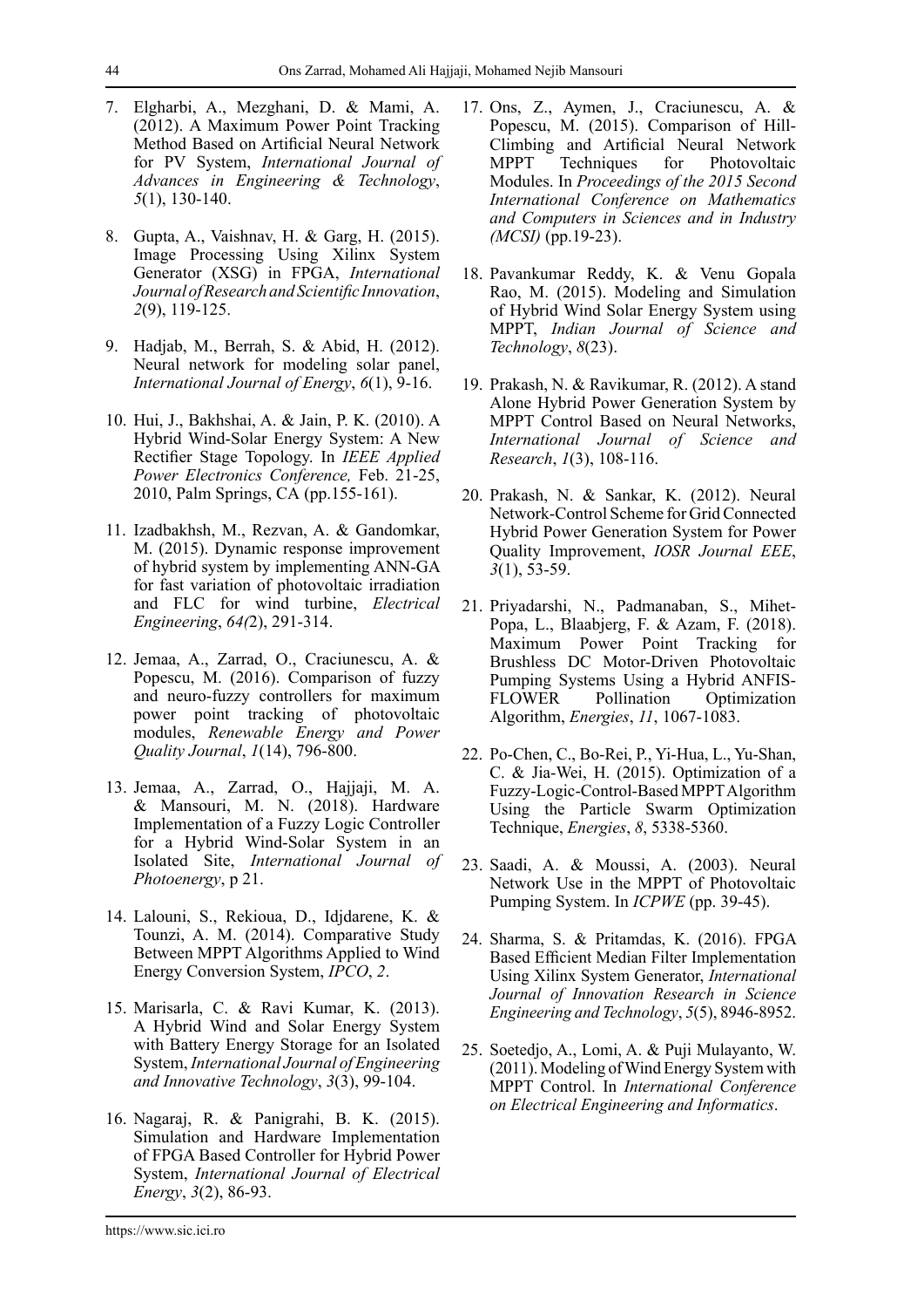7. Elgharbi, A., Mezghani, D. & Mami, A. (2012). A Maximum Power Point Tracking Method Based on Artificial Neural Network for PV System, *International Journal of Advances in Engineering & Technology*, *5*(1), 130-140.

8. Gupta, A., Vaishnav, H. & Garg, H. (2015). Image Processing Using Xilinx System Generator (XSG) in FPGA, *International Journal of Research and Scientific Innovation*, *2*(9), 119-125.

9. Hadjab, M., Berrah, S. & Abid, H. (2012). Neural network for modeling solar panel, *International Journal of Energy*, *6*(1), 9-16.

10. Hui, J., Bakhshai, A. & Jain, P. K. (2010). A Hybrid Wind-Solar Energy System: A New Rectifier Stage Topology. In *IEEE Applied Power Electronics Conference,* Feb. 21-25, 2010, Palm Springs, CA (pp.155-161).

11. Izadbakhsh, M., Rezvan, A. & Gandomkar, M. (2015). Dynamic response improvement of hybrid system by implementing ANN-GA for fast variation of photovoltaic irradiation and FLC for wind turbine, *Electrical Engineering*, *64(*2), 291-314.

12. Jemaa, A., Zarrad, O., Craciunescu, A. & Popescu, M. (2016). Comparison of fuzzy and neuro-fuzzy controllers for maximum power point tracking of photovoltaic modules, *Renewable Energy and Power Quality Journal*, *1*(14), 796-800.

13. Jemaa, A., Zarrad, O., Hajjaji, M. A. & Mansouri, M. N. (2018). Hardware Implementation of a Fuzzy Logic Controller for a Hybrid Wind-Solar System in an Isolated Site, *International Journal of Photoenergy*, p 21.

14. Lalouni, S., Rekioua, D., Idjdarene, K. & Tounzi, A. M. (2014). Comparative Study Between MPPT Algorithms Applied to Wind Energy Conversion System, *IPCO*, *2*.

15. Marisarla, C. & Ravi Kumar, K. (2013). A Hybrid Wind and Solar Energy System with Battery Energy Storage for an Isolated System, *International Journal of Engineering and Innovative Technology*, *3*(3), 99-104.

16. Nagaraj, R. & Panigrahi, B. K. (2015). Simulation and Hardware Implementation of FPGA Based Controller for Hybrid Power System, *International Journal of Electrical Energy*, *3*(2), 86-93.

17. Ons, Z., Aymen, J., Craciunescu, A. & Popescu, M. (2015). Comparison of Hill-Climbing and Artificial Neural Network MPPT Techniques for Photovoltaic Modules. In *Proceedings of the 2015 Second International Conference on Mathematics and Computers in Sciences and in Industry (MCSI)* (pp.19-23).

18. Pavankumar Reddy, K. & Venu Gopala Rao, M. (2015). Modeling and Simulation of Hybrid Wind Solar Energy System using MPPT, *Indian Journal of Science and Technology*, *8*(23).

19. Prakash, N. & Ravikumar, R. (2012). A stand Alone Hybrid Power Generation System by MPPT Control Based on Neural Networks, *International Journal of Science and Research*, *1*(3), 108-116.

20. Prakash, N. & Sankar, K. (2012). Neural Network-Control Scheme for Grid Connected Hybrid Power Generation System for Power Quality Improvement, *IOSR Journal EEE*, *3*(1), 53-59.

21. Priyadarshi, N., Padmanaban, S., Mihet-Popa, L., Blaabjerg, F. & Azam, F. (2018). Maximum Power Point Tracking for Brushless DC Motor-Driven Photovoltaic Pumping Systems Using a Hybrid ANFIS-FLOWER Pollination Optimization Algorithm, *Energies*, *11*, 1067-1083.

22. Po-Chen, C., Bo-Rei, P., Yi-Hua, L., Yu-Shan, C. & Jia-Wei, H. (2015). Optimization of a Fuzzy-Logic-Control-Based MPPT Algorithm Using the Particle Swarm Optimization Technique, *Energies*, *8*, 5338-5360.

23. Saadi, A. & Moussi, A. (2003). Neural Network Use in the MPPT of Photovoltaic Pumping System. In *ICPWE* (pp. 39-45).

24. Sharma, S. & Pritamdas, K. (2016). FPGA Based Efficient Median Filter Implementation Using Xilinx System Generator, *International Journal of Innovation Research in Science Engineering and Technology*, *5*(5), 8946-8952.

25. Soetedjo, A., Lomi, A. & Puji Mulayanto, W. (2011). Modeling of Wind Energy System with MPPT Control. In *International Conference on Electrical Engineering and Informatics*.